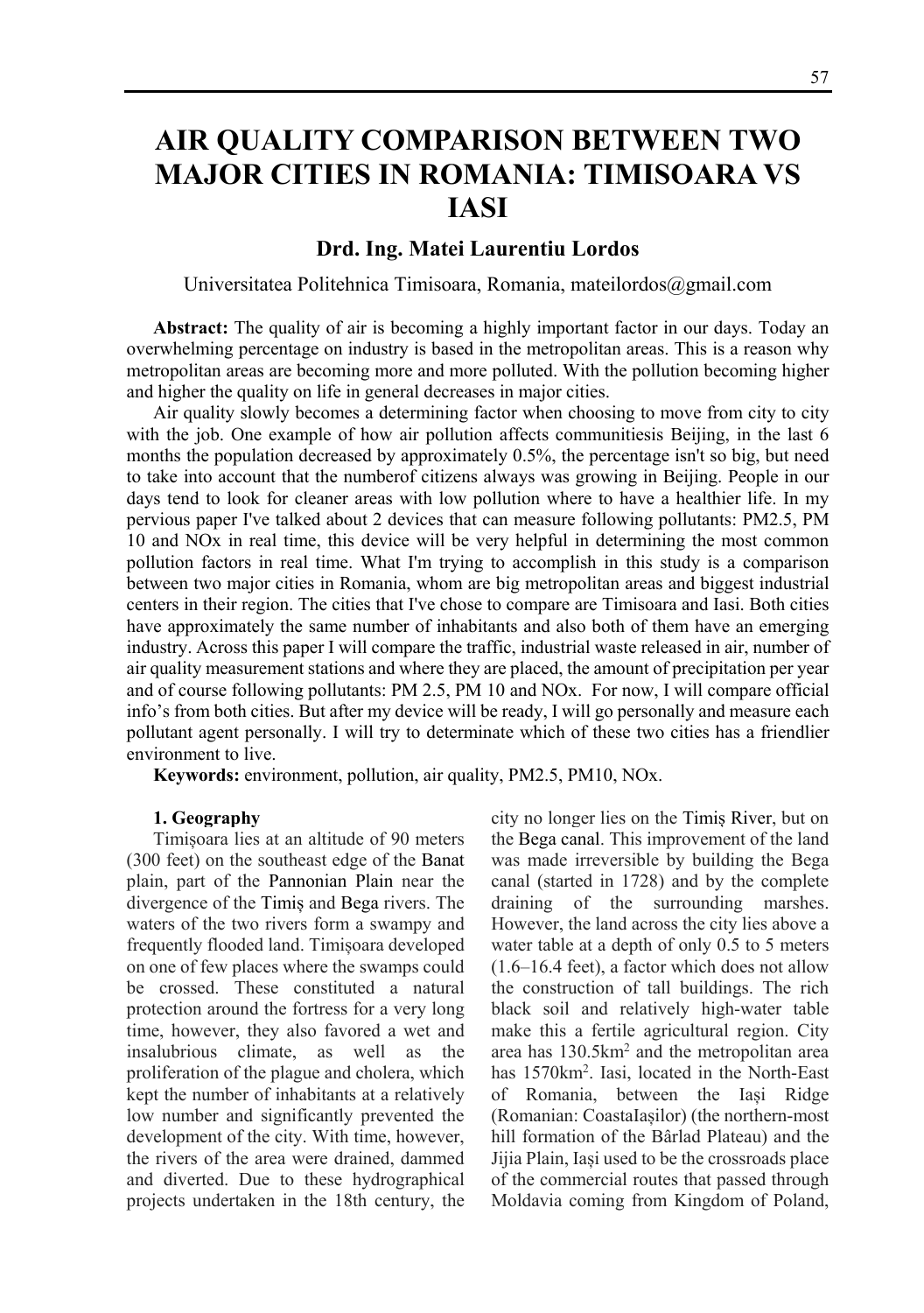# AIR QUALITY COMPARISON BETWEEN TWO MAJOR CITIES IN ROMANIA: TIMISOARA VS IASI

**Drd. Ing. Matei Laurentiu Lordos**

Universitatea Politehnica Timisoara, Romania, mateilordos@gmail.com

**Abstract:** The quality of air is becoming a highly important factor in our days. Today an overwhelming percentage on industry is based in the metropolitan areas. This is a reason why metropolitan areas are becoming more and more polluted. With the pollution becoming higher and higher the quality on life in general decreases in major cities.

Air quality slowly becomes a determining factor when choosing to move from city to city with the job. One example of how air pollution affects communitiesis Beijing, in the last 6 months the population decreased by approximately 0.5%, the percentage isn't so big, but need to take into account that the numberof citizens always was growing in Beijing. People in our days tend to look for cleaner areas with low pollution where to have a healthier life. In my pervious paper I've talked about 2 devices that can measure following pollutants: PM2.5, PM 10 and NOx in real time, this device will be very helpful in determining the most common pollution factors in real time. What I'm trying to accomplish in this study is a comparison between two major cities in Romania, whom are big metropolitan areas and biggest industrial centers in their region. The cities that I've chose to compare are Timisoara and Iasi. Both cities have approximately the same number of inhabitants and also both of them have an emerging industry. Across this paper I will compare the traffic, industrial waste released in air, number of air quality measurement stations and where they are placed, the amount of precipitation per year and of course following pollutants: PM 2.5, PM 10 and NOx. For now, I will compare official info's from both cities. But after my device will be ready, I will go personally and measure each pollutant agent personally. I will try to determinate which of these two cities has a friendlier environment to live.

**Keywords:** environment, pollution, air quality, PM2.5, PM10, NOx.

## 1. Geography

Timișoara lies at an altitude of 90 meters (300 feet) on the southeast edge of the Banat plain, part of the Pannonian Plain near the divergence of the Timiș and Bega rivers. The waters of the two rivers form a swampy and frequently flooded land. Timișoara developed on one of few places where the swamps could be crossed. These constituted a natural protection around the fortress for a very long time, however, they also favored a wet and insalubrious climate, as well as the proliferation of the plague and cholera, which kept the number of inhabitants at a relatively low number and significantly prevented the development of the city. With time, however, the rivers of the area were drained, dammed and diverted. Due to these hydrographical projects undertaken in the 18th century, the city no longer lies on the Timiș River, but on the Bega canal. This improvement of the land was made irreversible by building the Bega canal (started in 1728) and by the complete draining of the surrounding marshes. However, the land across the city lies above a water table at a depth of only 0.5 to 5 meters (1.6–16.4 feet), a factor which does not allow the construction of tall buildings. The rich black soil and relatively high-water table make this a fertile agricultural region. City area has 130.5km$^2$ and the metropolitan area has 1570km$^2$. Iasi, located in the North-East of Romania, between the Iași Ridge (Romanian: CoastaIașilor) (the northern-most hill formation of the Bârlad Plateau) and the Jijia Plain, Iași used to be the crossroads place of the commercial routes that passed through Moldavia coming from Kingdom of Poland,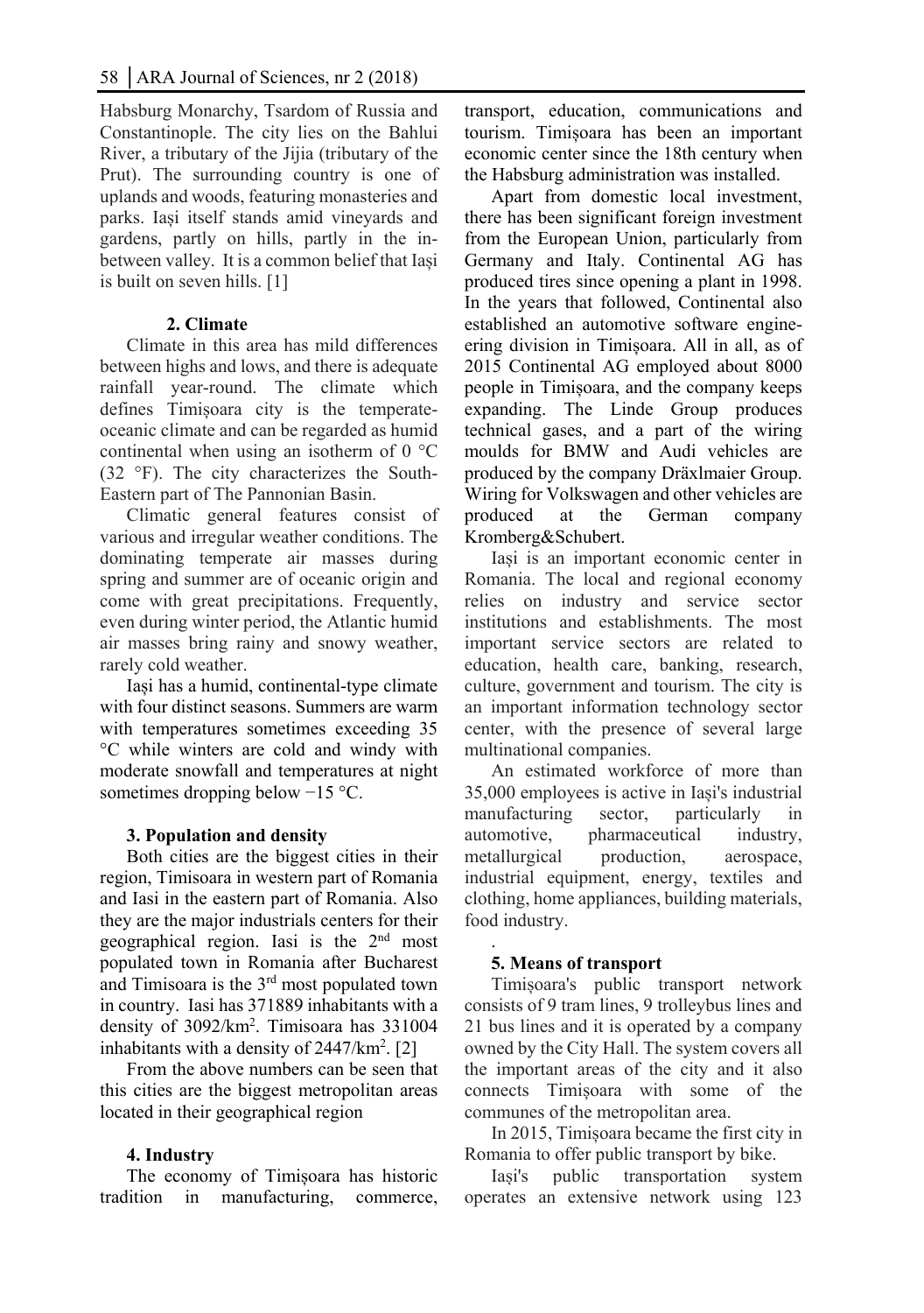Habsburg Monarchy, Tsardom of Russia and Constantinople. The city lies on the Bahlui River, a tributary of the Jijia (tributary of the Prut). The surrounding country is one of uplands and woods, featuring monasteries and parks. Iași itself stands amid vineyards and gardens, partly on hills, partly in the in-between valley. It is a common belief that Iași is built on seven hills. [1]

### 2. Climate

Climate in this area has mild differences between highs and lows, and there is adequate rainfall year-round. The climate which defines Timișoara city is the temperate-oceanic climate and can be regarded as humid continental when using an isotherm of 0 °C (32 °F). The city characterizes the South-Eastern part of The Pannonian Basin.

Climatic general features consist of various and irregular weather conditions. The dominating temperate air masses during spring and summer are of oceanic origin and come with great precipitations. Frequently, even during winter period, the Atlantic humid air masses bring rainy and snowy weather, rarely cold weather.

Iași has a humid, continental-type climate with four distinct seasons. Summers are warm with temperatures sometimes exceeding 35 °C while winters are cold and windy with moderate snowfall and temperatures at night sometimes dropping below −15 °C.

### 3. Population and density

Both cities are the biggest cities in their region, Timisoara in western part of Romania and Iasi in the eastern part of Romania. Also they are the major industrials centers for their geographical region. Iasi is the 2nd most populated town in Romania after Bucharest and Timisoara is the 3rd most populated town in country. Iasi has 371889 inhabitants with a density of 3092/km$^2$. Timisoara has 331004 inhabitants with a density of 2447/km$^2$. [2]

From the above numbers can be seen that this cities are the biggest metropolitan areas located in their geographical region

### 4. Industry

The economy of Timișoara has historic tradition in manufacturing, commerce, transport, education, communications and tourism. Timișoara has been an important economic center since the 18th century when the Habsburg administration was installed.

Apart from domestic local investment, there has been significant foreign investment from the European Union, particularly from Germany and Italy. Continental AG has produced tires since opening a plant in 1998. In the years that followed, Continental also established an automotive software engineering division in Timișoara. All in all, as of 2015 Continental AG employed about 8000 people in Timișoara, and the company keeps expanding. The Linde Group produces technical gases, and a part of the wiring moulds for BMW and Audi vehicles are produced by the company Dräxlmaier Group. Wiring for Volkswagen and other vehicles are produced at the German company Kromberg&Schubert.

Iași is an important economic center in Romania. The local and regional economy relies on industry and service sector institutions and establishments. The most important service sectors are related to education, health care, banking, research, culture, government and tourism. The city is an important information technology sector center, with the presence of several large multinational companies.

An estimated workforce of more than 35,000 employees is active in Iași's industrial manufacturing sector, particularly in automotive, pharmaceutical industry, metallurgical production, aerospace, industrial equipment, energy, textiles and clothing, home appliances, building materials, food industry.

### 5. Means of transport

Timișoara's public transport network consists of 9 tram lines, 9 trolleybus lines and 21 bus lines and it is operated by a company owned by the City Hall. The system covers all the important areas of the city and it also connects Timișoara with some of the communes of the metropolitan area.

In 2015, Timișoara became the first city in Romania to offer public transport by bike.

Iași's public transportation system operates an extensive network using 123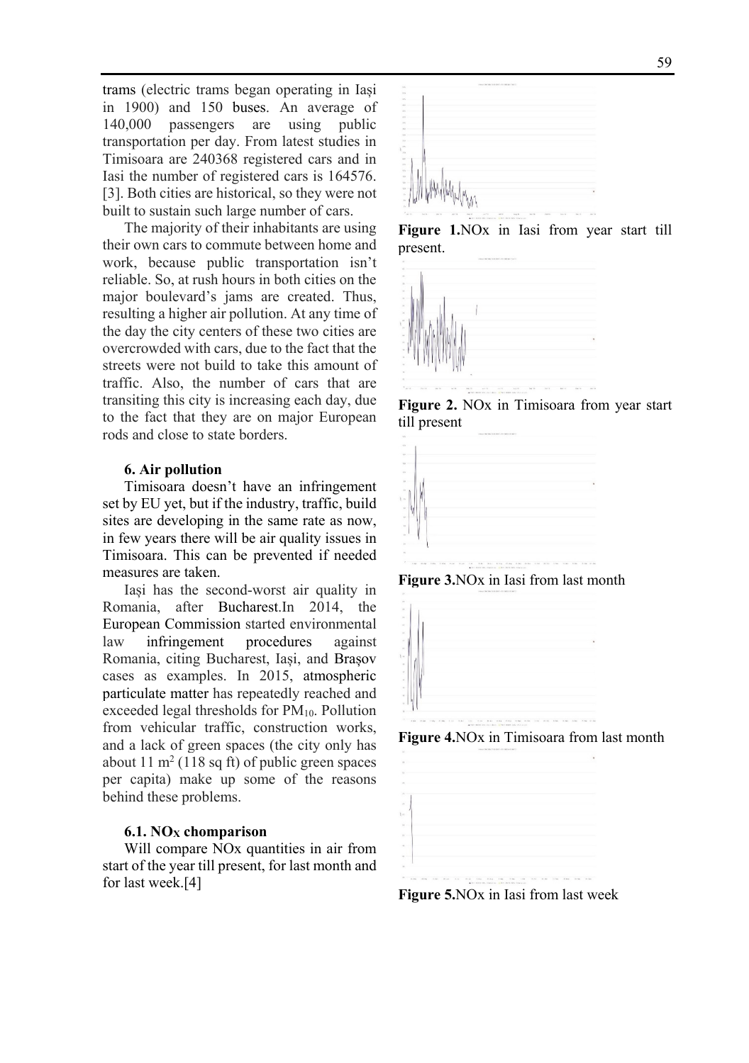trams (electric trams began operating in Iași in 1900) and 150 buses. An average of 140,000 passengers are using public transportation per day. From latest studies in Timisoara are 240368 registered cars and in Iasi the number of registered cars is 164576. [3]. Both cities are historical, so they were not built to sustain such large number of cars.

The majority of their inhabitants are using their own cars to commute between home and work, because public transportation isn't reliable. So, at rush hours in both cities on the major boulevard's jams are created. Thus, resulting a higher air pollution. At any time of the day the city centers of these two cities are overcrowded with cars, due to the fact that the streets were not build to take this amount of traffic. Also, the number of cars that are transiting this city is increasing each day, due to the fact that they are on major European rods and close to state borders.

### 6. Air pollution

Timisoara doesn't have an infringement set by EU yet, but if the industry, traffic, build sites are developing in the same rate as now, in few years there will be air quality issues in Timisoara. This can be prevented if needed measures are taken.

Iași has the second-worst air quality in Romania, after Bucharest.In 2014, the European Commission started environmental law infringement procedures against Romania, citing Bucharest, Iași, and Brașov cases as examples. In 2015, atmospheric particulate matter has repeatedly reached and exceeded legal thresholds for $PM_{10}$. Pollution from vehicular traffic, construction works, and a lack of green spaces (the city only has about 11 $m^2$ (118 sq ft) of public green spaces per capita) make up some of the reasons behind these problems.

### 6.1. $NO_X$ chomparison

Will compare NOx quantities in air from start of the year till present, for last month and for last week.[4]

**Figure 1.**NOx in Iasi from year start till present.

**Figure 2.** NOx in Timisoara from year start till present

**Figure 3.**NOx in Iasi from last month

**Figure 4.**NOx in Timisoara from last month

**Figure 5.**NOx in Iasi from last week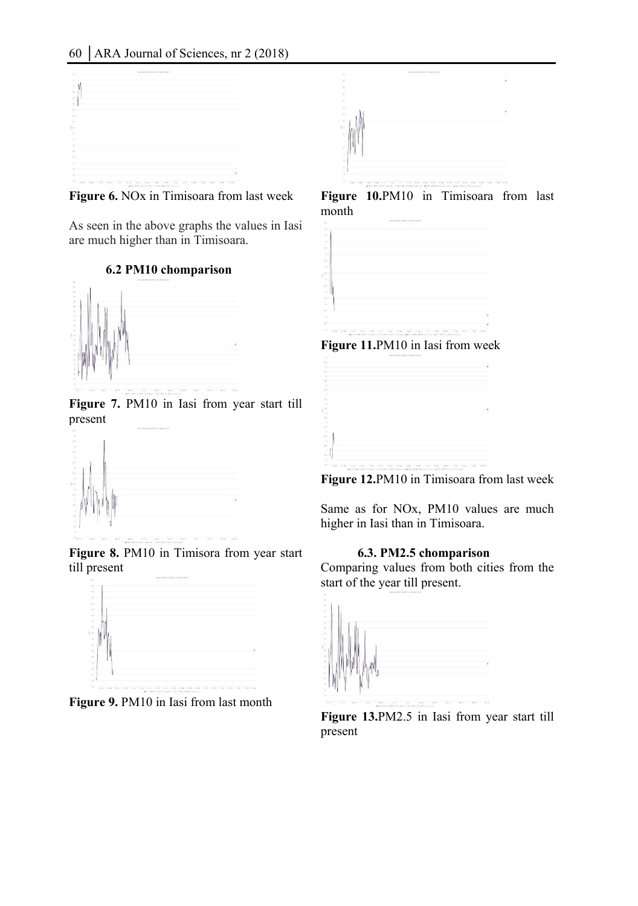Figure 6. NOx in Timisoara from last week

As seen in the above graphs the values in Iasi are much higher than in Timisoara.

### 6.2 PM10 chomparison

**Figure 7.** PM10 in Iasi from year start till present

**Figure 8.** PM10 in Timisora from year start till present

**Figure 9.** PM10 in Iasi from last month

**Figure 10.** PM10 in Timisoara from last month

**Figure 11.** PM10 in Iasi from week

**Figure 12.** PM10 in Timisoara from last week

Same as for NOx, PM10 values are much higher in Iasi than in Timisoara.

### 6.3. PM2.5 chomparison

Comparing values from both cities from the start of the year till present.

**Figure 13.** PM2.5 in Iasi from year start till present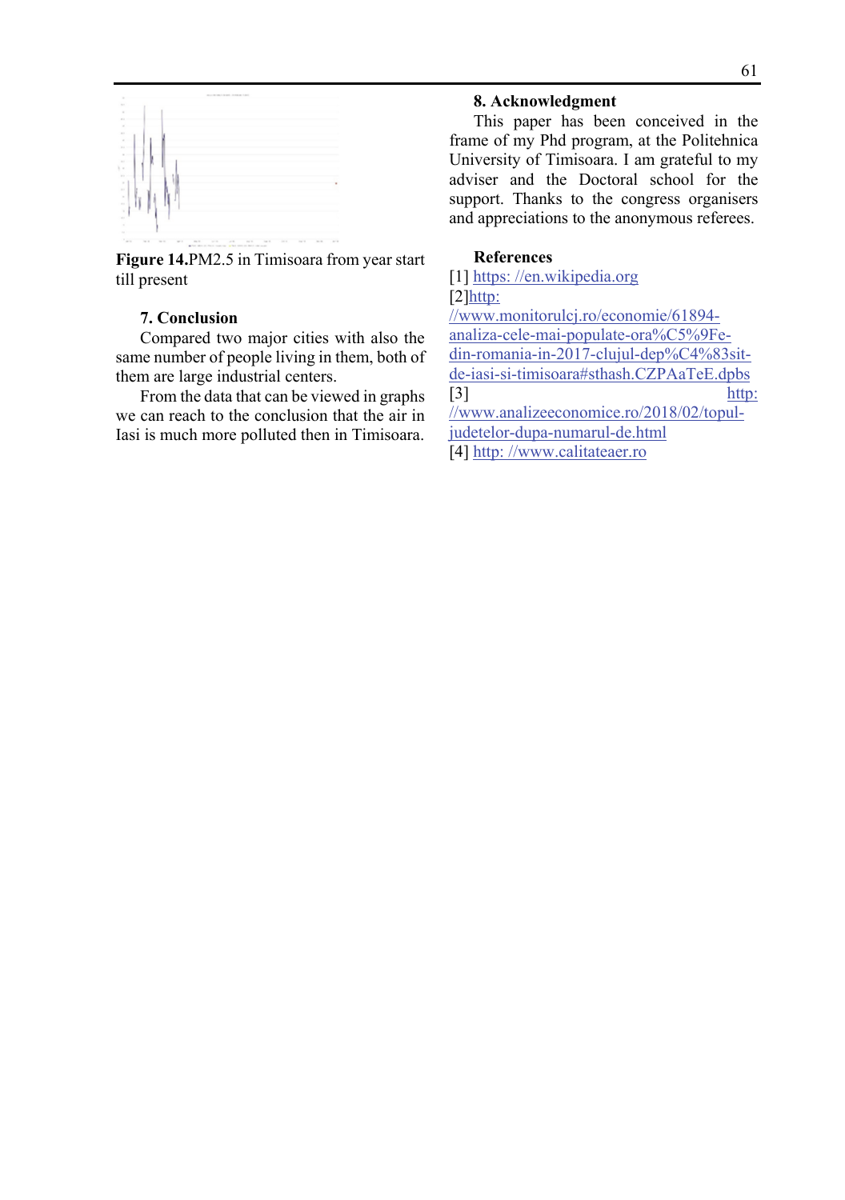**Figure 14.**PM2.5 in Timisoara from year start till present

### 7. Conclusion

Compared two major cities with also the same number of people living in them, both of them are large industrial centers.

From the data that can be viewed in graphs we can reach to the conclusion that the air in Iasi is much more polluted then in Timisoara.

### 8. Acknowledgment

This paper has been conceived in the frame of my Phd program, at the Politehnica University of Timisoara. I am grateful to my adviser and the Doctoral school for the support. Thanks to the congress organisers and appreciations to the anonymous referees.

### References

[1] https: //en.wikipedia.org

[2]http: //www.monitorulcj.ro/economie/61894-analiza-cele-mai-populate-ora%C5%9Fe-din-romania-in-2017-clujul-dep%C4%83sit-de-iasi-si-timisoara#sthash.CZPAaTeE.dpbs

[3] http: //www.analizeeconomice.ro/2018/02/topul-judetelor-dupa-numarul-de.html

[4] http: //www.calitateaer.ro